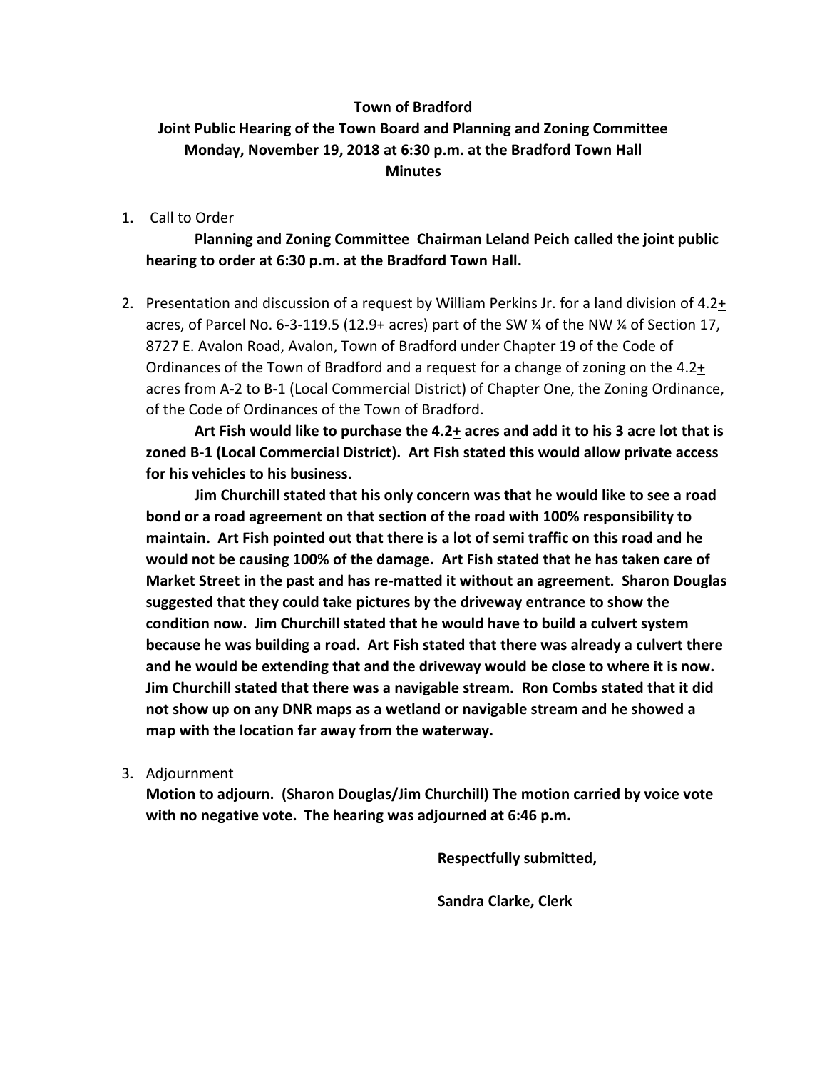**Town of Bradford**

**Joint Public Hearing of the Town Board and Planning and Zoning Committee**
**Monday, November 19, 2018 at 6:30 p.m. at the Bradford Town Hall**
**Minutes**

1. Call to Order

   **Planning and Zoning Committee Chairman Leland Peich called the joint public hearing to order at 6:30 p.m. at the Bradford Town Hall.**

2. Presentation and discussion of a request by William Perkins Jr. for a land division of 4.2± acres, of Parcel No. 6-3-119.5 (12.9± acres) part of the SW ¼ of the NW ¼ of Section 17, 8727 E. Avalon Road, Avalon, Town of Bradford under Chapter 19 of the Code of Ordinances of the Town of Bradford and a request for a change of zoning on the 4.2± acres from A-2 to B-1 (Local Commercial District) of Chapter One, the Zoning Ordinance, of the Code of Ordinances of the Town of Bradford.

   **Art Fish would like to purchase the 4.2± acres and add it to his 3 acre lot that is zoned B-1 (Local Commercial District). Art Fish stated this would allow private access for his vehicles to his business.**

   **Jim Churchill stated that his only concern was that he would like to see a road bond or a road agreement on that section of the road with 100% responsibility to maintain. Art Fish pointed out that there is a lot of semi traffic on this road and he would not be causing 100% of the damage. Art Fish stated that he has taken care of Market Street in the past and has re-matted it without an agreement. Sharon Douglas suggested that they could take pictures by the driveway entrance to show the condition now. Jim Churchill stated that he would have to build a culvert system because he was building a road. Art Fish stated that there was already a culvert there and he would be extending that and the driveway would be close to where it is now. Jim Churchill stated that there was a navigable stream. Ron Combs stated that it did not show up on any DNR maps as a wetland or navigable stream and he showed a map with the location far away from the waterway.**

3. Adjournment

   **Motion to adjourn. (Sharon Douglas/Jim Churchill) The motion carried by voice vote with no negative vote. The hearing was adjourned at 6:46 p.m.**

**Respectfully submitted,**

**Sandra Clarke, Clerk**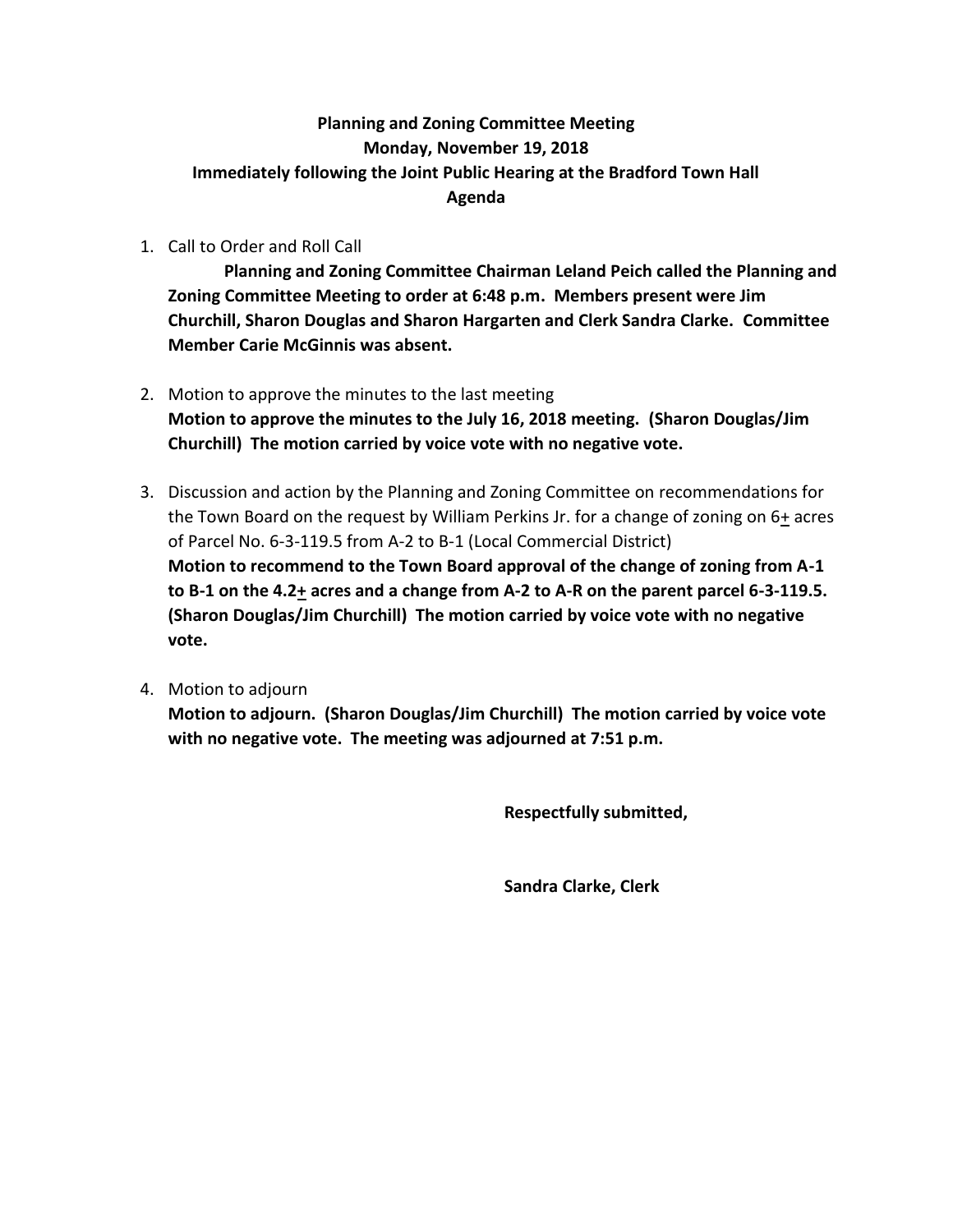**Planning and Zoning Committee Meeting**
**Monday, November 19, 2018**
**Immediately following the Joint Public Hearing at the Bradford Town Hall**
**Agenda**

1. Call to Order and Roll Call

   **Planning and Zoning Committee Chairman Leland Peich called the Planning and Zoning Committee Meeting to order at 6:48 p.m. Members present were Jim Churchill, Sharon Douglas and Sharon Hargarten and Clerk Sandra Clarke. Committee Member Carie McGinnis was absent.**

2. Motion to approve the minutes to the last meeting

   **Motion to approve the minutes to the July 16, 2018 meeting. (Sharon Douglas/Jim Churchill) The motion carried by voice vote with no negative vote.**

3. Discussion and action by the Planning and Zoning Committee on recommendations for the Town Board on the request by William Perkins Jr. for a change of zoning on 6± acres of Parcel No. 6-3-119.5 from A-2 to B-1 (Local Commercial District)

   **Motion to recommend to the Town Board approval of the change of zoning from A-1 to B-1 on the 4.2± acres and a change from A-2 to A-R on the parent parcel 6-3-119.5. (Sharon Douglas/Jim Churchill) The motion carried by voice vote with no negative vote.**

4. Motion to adjourn

   **Motion to adjourn. (Sharon Douglas/Jim Churchill) The motion carried by voice vote with no negative vote. The meeting was adjourned at 7:51 p.m.**

**Respectfully submitted,**

**Sandra Clarke, Clerk**